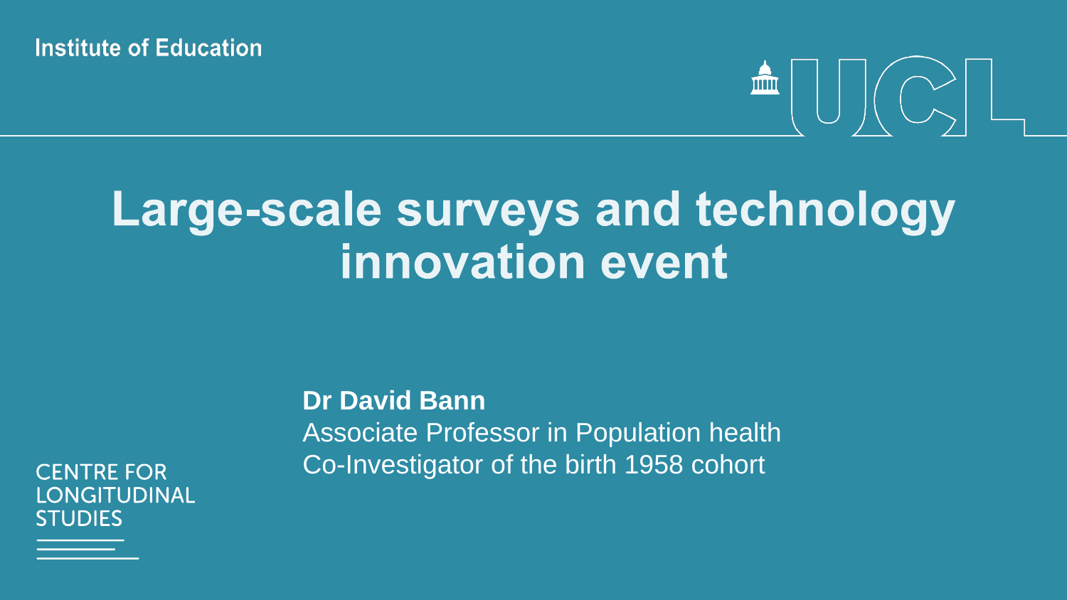Institute of Education

# Large-scale surveys and technology innovation event

**Dr David Bann**
Associate Professor in Population health
Co-Investigator of the birth 1958 cohort

CENTRE FOR LONGITUDINAL STUDIES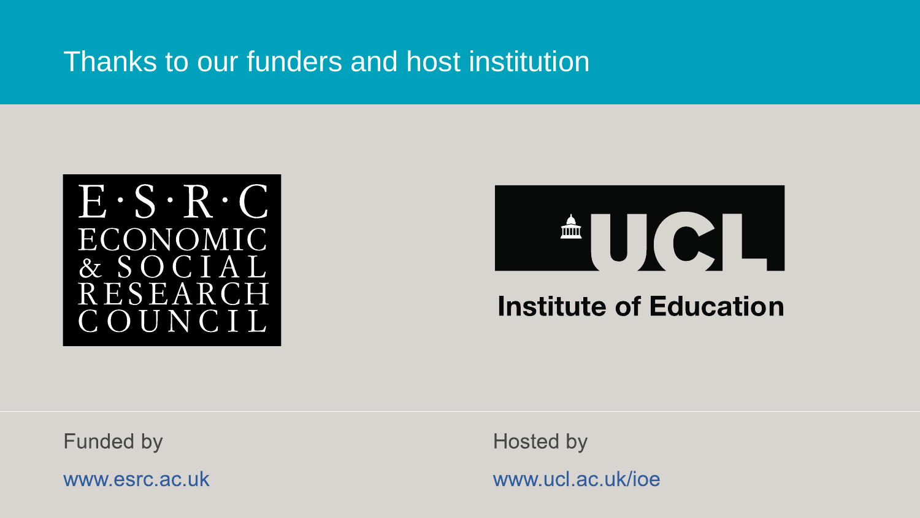# Thanks to our funders and host institution

E·S·R·C
ECONOMIC
& SOCIAL
RESEARCH
COUNCIL

UCL

Institute of Education

Funded by

www.esrc.ac.uk

Hosted by

www.ucl.ac.uk/ioe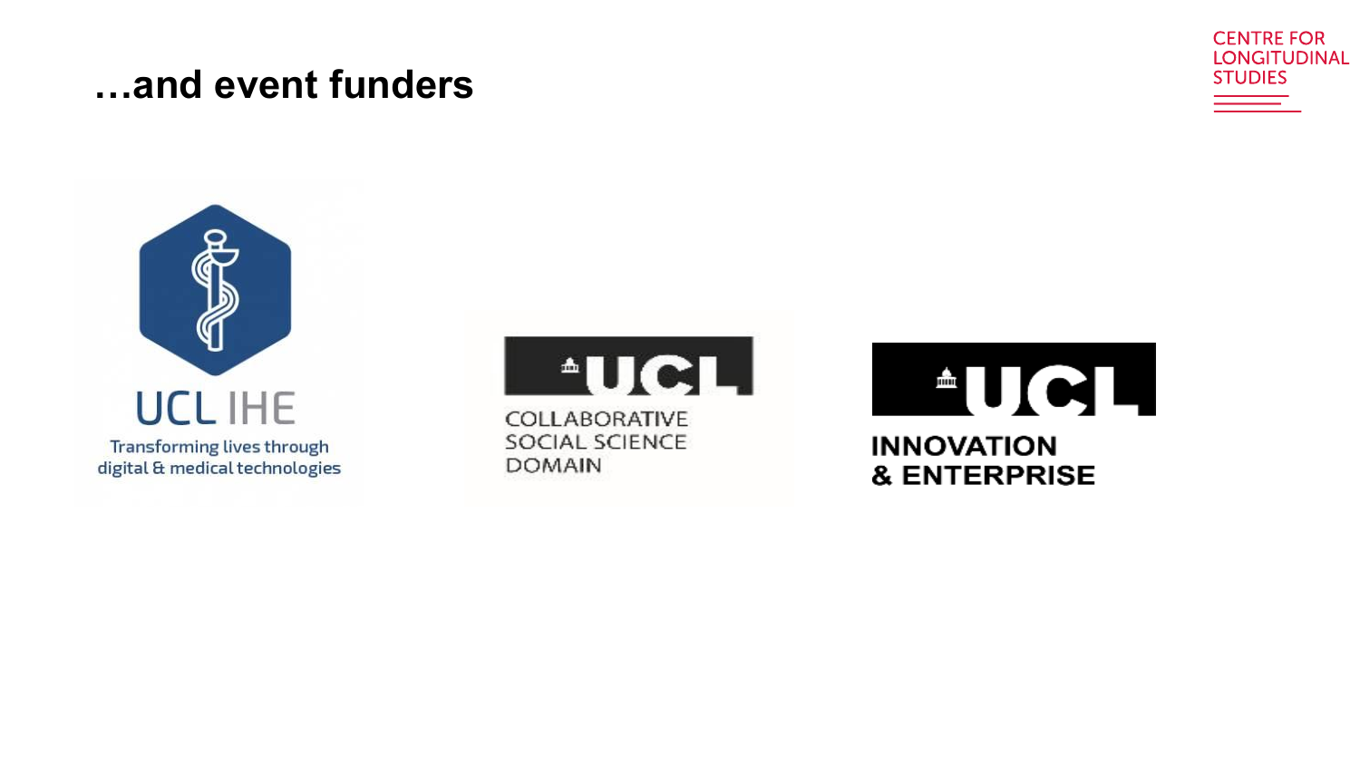# …and event funders

UCL IHE

Transforming lives through digital & medical technologies

UCL

COLLABORATIVE SOCIAL SCIENCE DOMAIN

UCL

INNOVATION & ENTERPRISE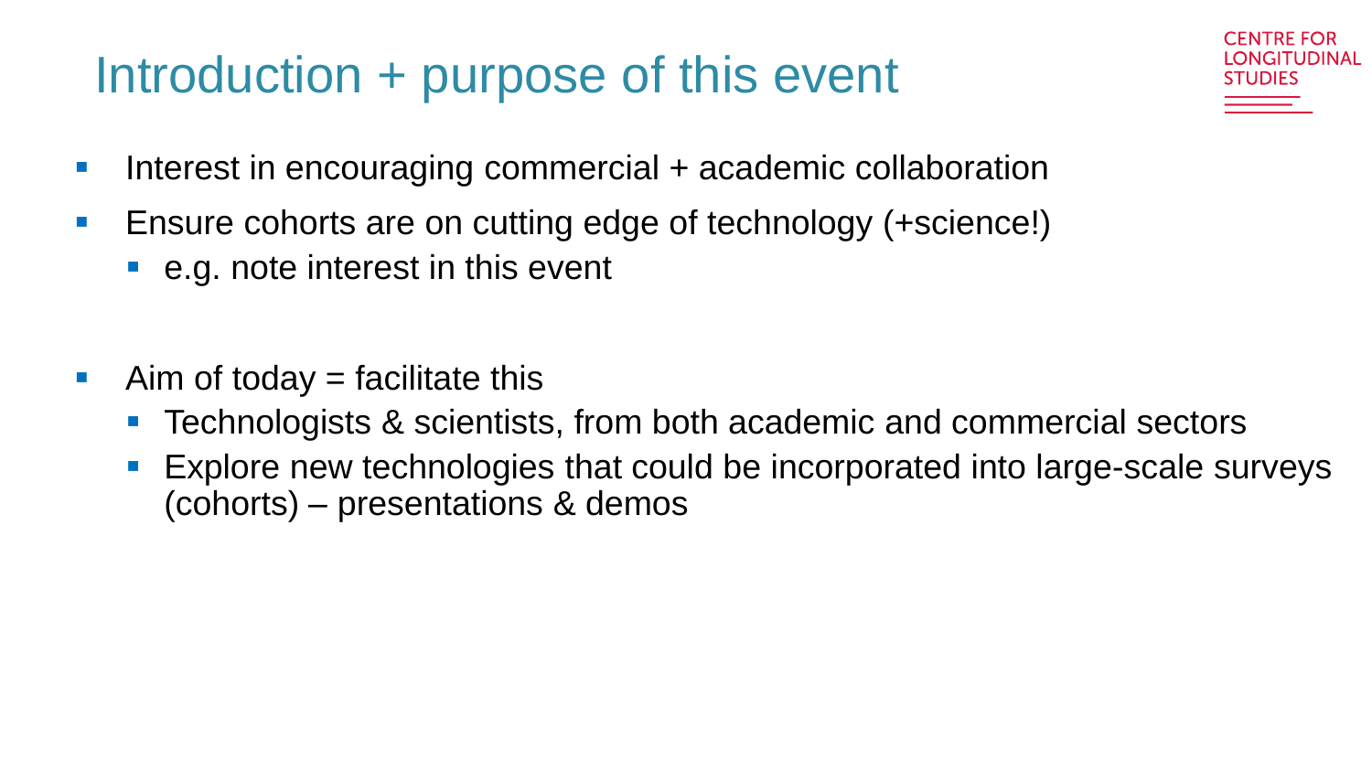# Introduction + purpose of this event

- Interest in encouraging commercial + academic collaboration
- Ensure cohorts are on cutting edge of technology (+science!)
  - e.g. note interest in this event

- Aim of today = facilitate this
  - Technologists & scientists, from both academic and commercial sectors
  - Explore new technologies that could be incorporated into large-scale surveys (cohorts) – presentations & demos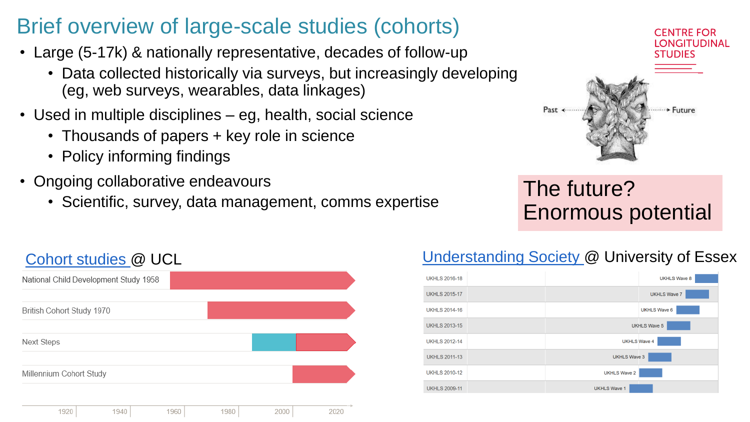# Brief overview of large-scale studies (cohorts)

- Large (5-17k) & nationally representative, decades of follow-up
  - Data collected historically via surveys, but increasingly developing (eg, web surveys, wearables, data linkages)
- Used in multiple disciplines – eg, health, social science
  - Thousands of papers + key role in science
  - Policy informing findings
- Ongoing collaborative endeavours
  - Scientific, survey, data management, comms expertise

CENTRE FOR LONGITUDINAL STUDIES

Past ← → Future

**The future? Enormous potential**

## Cohort studies @ UCL

- National Child Development Study 1958
- British Cohort Study 1970
- Next Steps
- Millennium Cohort Study

1920 | 1940 | 1960 | 1980 | 2000 | 2020

## Understanding Society @ University of Essex

| Period | Wave |
|---|---|
| UKHLS 2016-18 | UKHLS Wave 8 |
| UKHLS 2015-17 | UKHLS Wave 7 |
| UKHLS 2014-16 | UKHLS Wave 6 |
| UKHLS 2013-15 | UKHLS Wave 5 |
| UKHLS 2012-14 | UKHLS Wave 4 |
| UKHLS 2011-13 | UKHLS Wave 3 |
| UKHLS 2010-12 | UKHLS Wave 2 |
| UKHLS 2009-11 | UKHLS Wave 1 |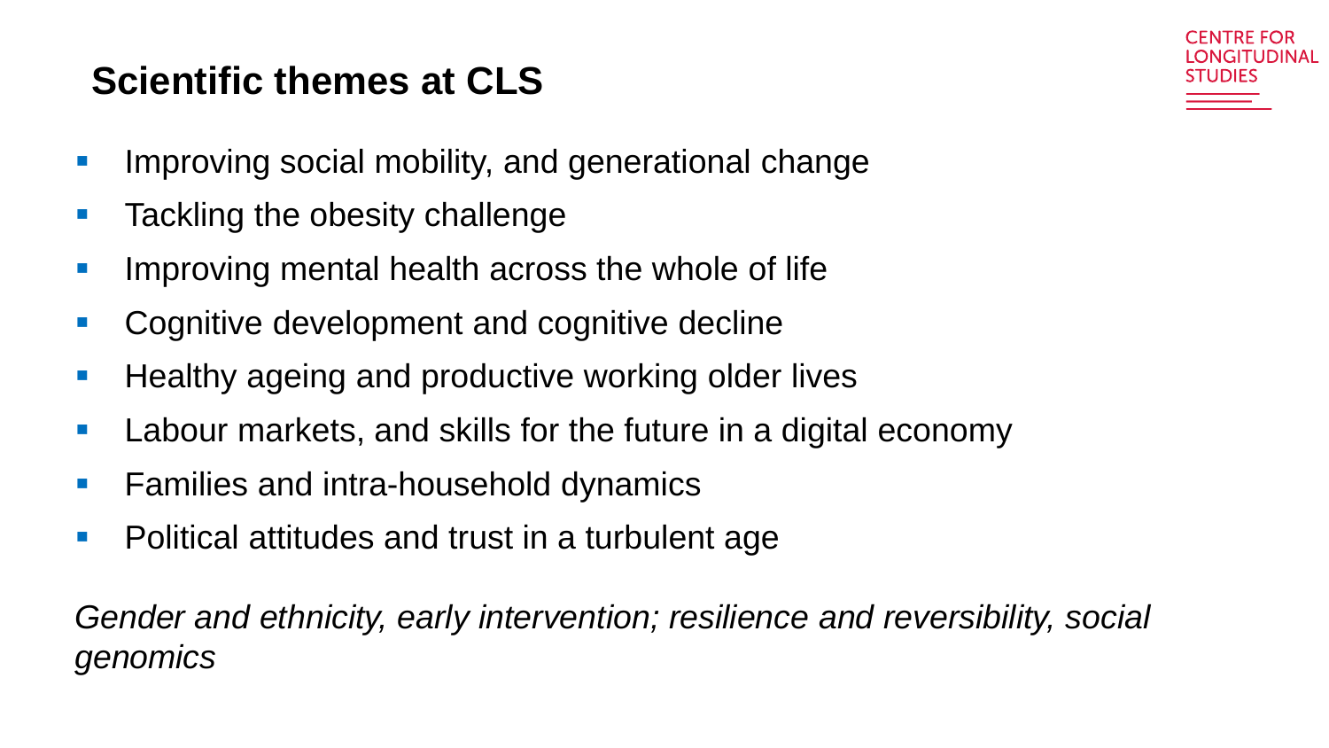## Scientific themes at CLS

- Improving social mobility, and generational change
- Tackling the obesity challenge
- Improving mental health across the whole of life
- Cognitive development and cognitive decline
- Healthy ageing and productive working older lives
- Labour markets, and skills for the future in a digital economy
- Families and intra-household dynamics
- Political attitudes and trust in a turbulent age

*Gender and ethnicity, early intervention; resilience and reversibility, social genomics*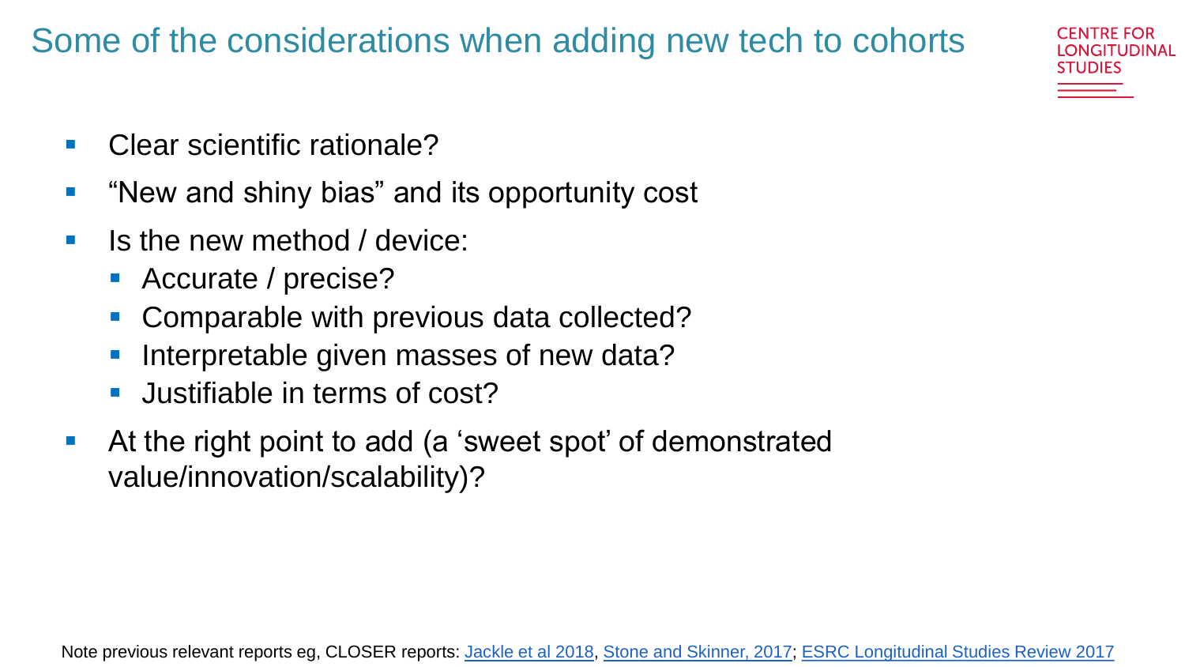# Some of the considerations when adding new tech to cohorts

- Clear scientific rationale?
- "New and shiny bias" and its opportunity cost
- Is the new method / device:
  - Accurate / precise?
  - Comparable with previous data collected?
  - Interpretable given masses of new data?
  - Justifiable in terms of cost?
- At the right point to add (a 'sweet spot' of demonstrated value/innovation/scalability)?

Note previous relevant reports eg, CLOSER reports: Jackle et al 2018, Stone and Skinner, 2017; ESRC Longitudinal Studies Review 2017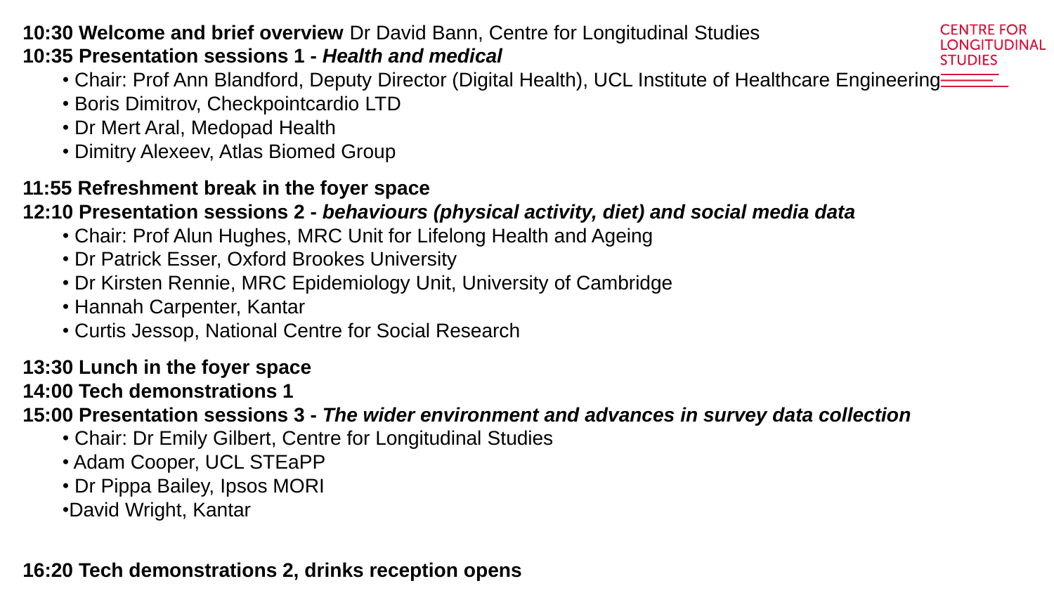**10:30 Welcome and brief overview** Dr David Bann, Centre for Longitudinal Studies

**10:35 Presentation sessions 1 -** ***Health and medical***

- Chair: Prof Ann Blandford, Deputy Director (Digital Health), UCL Institute of Healthcare Engineering
- Boris Dimitrov, Checkpointcardio LTD
- Dr Mert Aral, Medopad Health
- Dimitry Alexeev, Atlas Biomed Group

**11:55 Refreshment break in the foyer space**

**12:10 Presentation sessions 2 -** ***behaviours (physical activity, diet) and social media data***

- Chair: Prof Alun Hughes, MRC Unit for Lifelong Health and Ageing
- Dr Patrick Esser, Oxford Brookes University
- Dr Kirsten Rennie, MRC Epidemiology Unit, University of Cambridge
- Hannah Carpenter, Kantar
- Curtis Jessop, National Centre for Social Research

**13:30 Lunch in the foyer space**

**14:00 Tech demonstrations 1**

**15:00 Presentation sessions 3 -** ***The wider environment and advances in survey data collection***

- Chair: Dr Emily Gilbert, Centre for Longitudinal Studies
- Adam Cooper, UCL STEaPP
- Dr Pippa Bailey, Ipsos MORI
- David Wright, Kantar

**16:20 Tech demonstrations 2, drinks reception opens**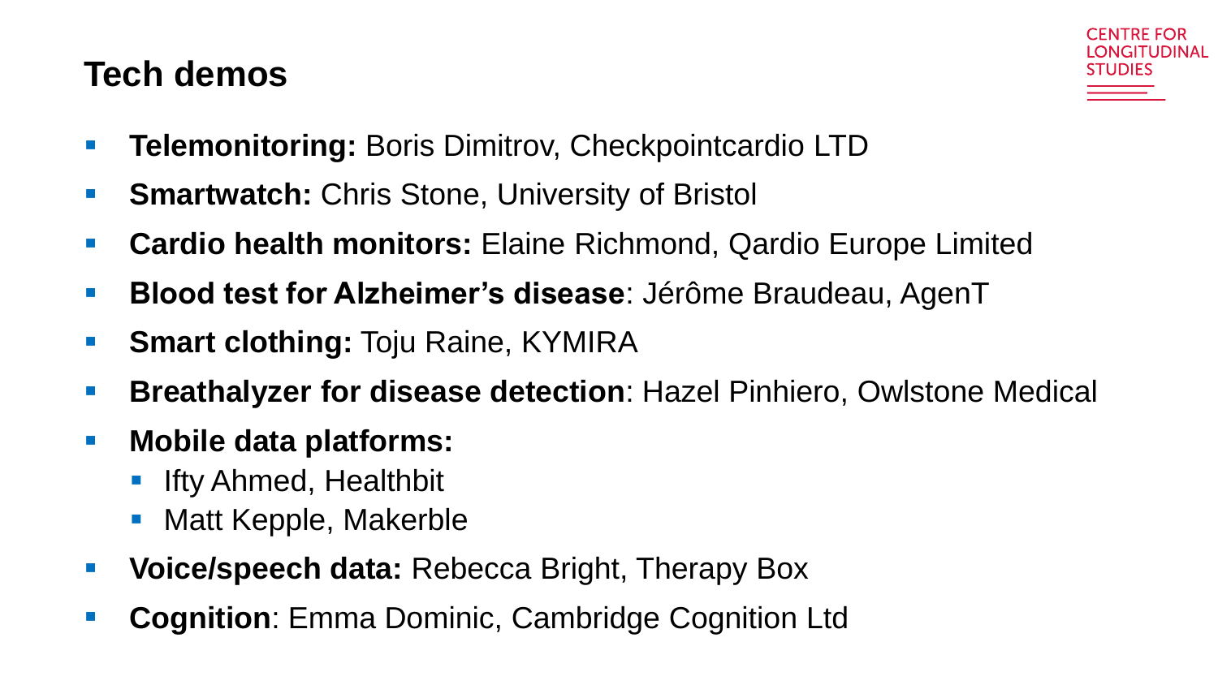# Tech demos

- **Telemonitoring:** Boris Dimitrov, Checkpointcardio LTD
- **Smartwatch:** Chris Stone, University of Bristol
- **Cardio health monitors:** Elaine Richmond, Qardio Europe Limited
- **Blood test for Alzheimer's disease**: Jérôme Braudeau, AgenT
- **Smart clothing:** Toju Raine, KYMIRA
- **Breathalyzer for disease detection**: Hazel Pinhiero, Owlstone Medical
- **Mobile data platforms:**
  - Ifty Ahmed, Healthbit
  - Matt Kepple, Makerble
- **Voice/speech data:** Rebecca Bright, Therapy Box
- **Cognition**: Emma Dominic, Cambridge Cognition Ltd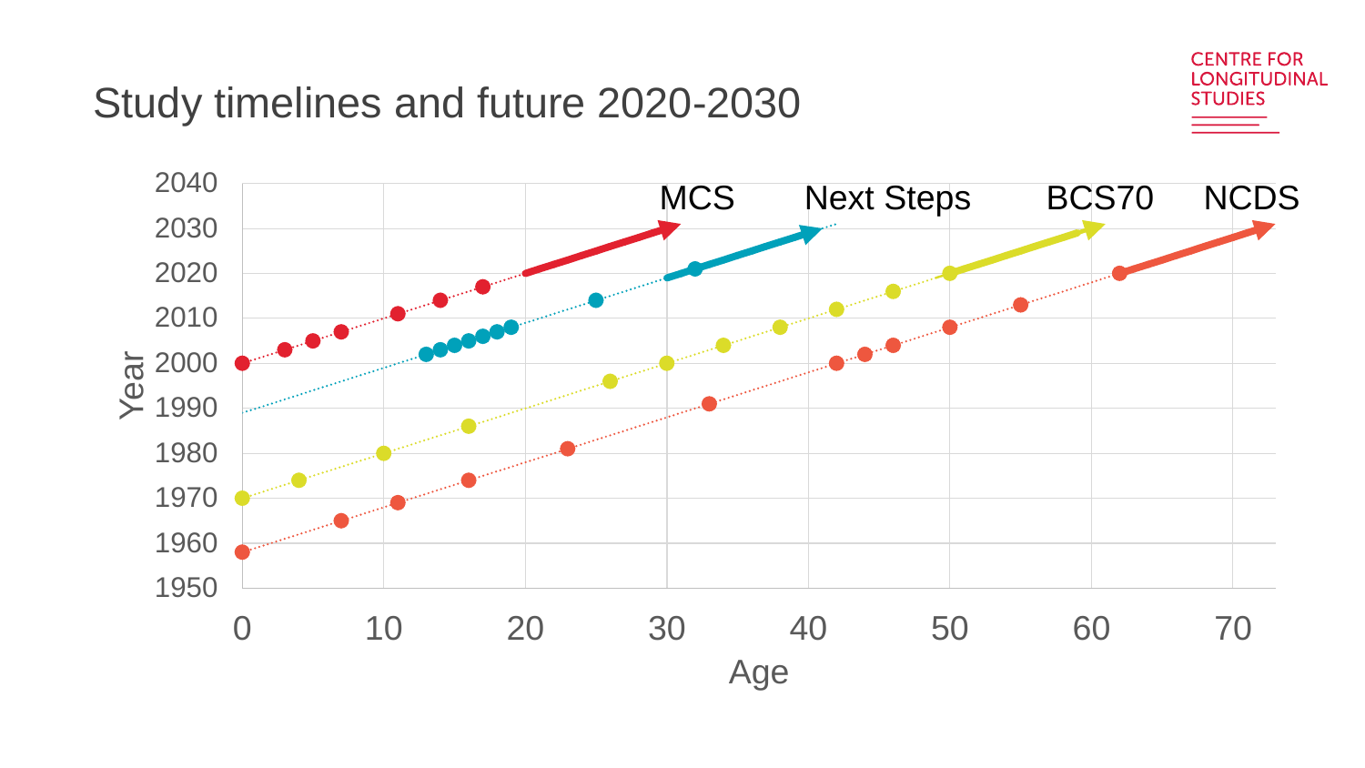# Study timelines and future 2020-2030

CENTRE FOR LONGITUDINAL STUDIES

MCS
Next Steps
BCS70
NCDS

Year
2040
2030
2020
2010
2000
1990
1980
1970
1960
1950

Age
0
10
20
30
40
50
60
70